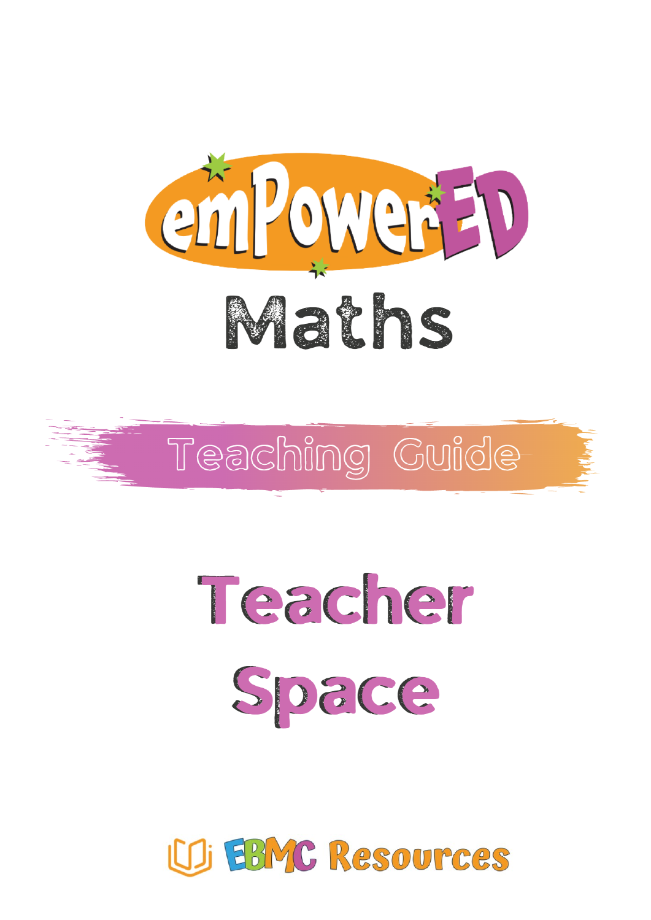# emPowerED

# Maths

## Teaching Guide

# Teacher Space

EBMC Resources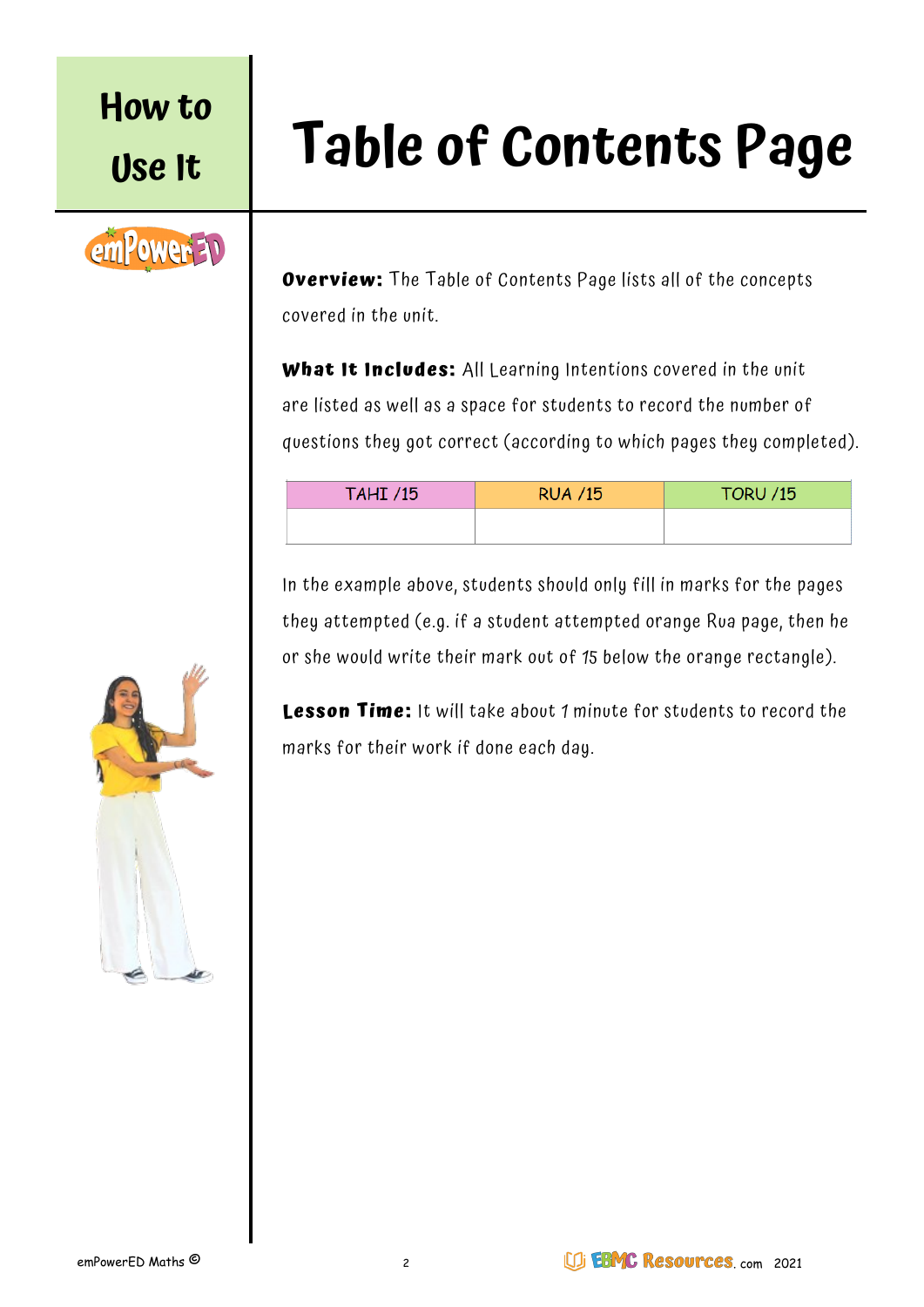# How to Use It

# Table of Contents Page

**Overview:** The Table of Contents Page lists all of the concepts covered in the unit.

**What It Includes:** All Learning Intentions covered in the unit are listed as well as a space for students to record the number of questions they got correct (according to which pages they completed).

| TAHI /15 | RUA /15 | TORU /15 |
| --- | --- | --- |
| | | |

In the example above, students should only fill in marks for the pages they attempted (e.g. if a student attempted orange Rua page, then he or she would write their mark out of 15 below the orange rectangle).

**Lesson Time:** It will take about 1 minute for students to record the marks for their work if done each day.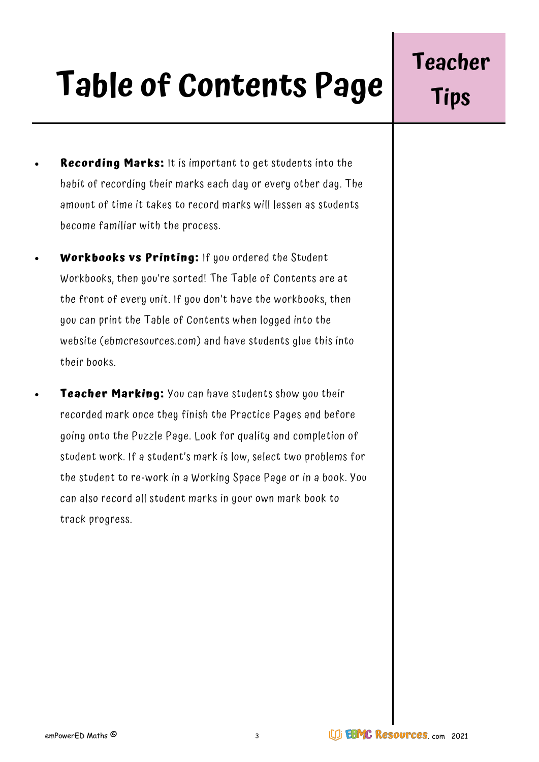# Table of Contents Page

## Teacher Tips

- **Recording Marks:** It is important to get students into the habit of recording their marks each day or every other day. The amount of time it takes to record marks will lessen as students become familiar with the process.
- **Workbooks vs Printing:** If you ordered the Student Workbooks, then you're sorted! The Table of Contents are at the front of every unit. If you don't have the workbooks, then you can print the Table of Contents when logged into the website (ebmcresources.com) and have students glue this into their books.
- **Teacher Marking:** You can have students show you their recorded mark once they finish the Practice Pages and before going onto the Puzzle Page. Look for quality and completion of student work. If a student's mark is low, select two problems for the student to re-work in a Working Space Page or in a book. You can also record all student marks in your own mark book to track progress.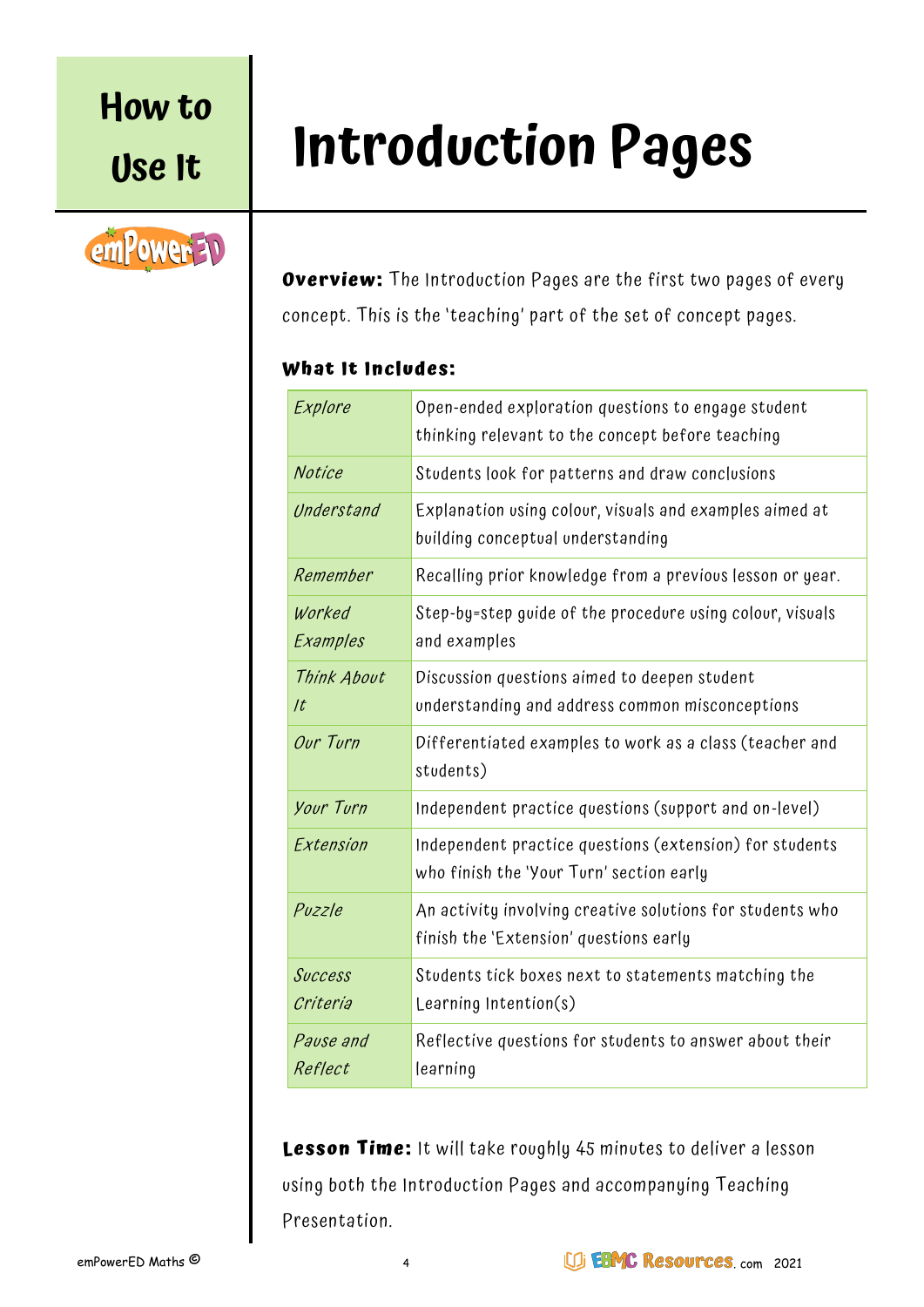# How to Use It

# Introduction Pages

**Overview:** The Introduction Pages are the first two pages of every concept. This is the 'teaching' part of the set of concept pages.

**What It Includes:**

| | |
|---|---|
| *Explore* | Open-ended exploration questions to engage student thinking relevant to the concept before teaching |
| *Notice* | Students look for patterns and draw conclusions |
| *Understand* | Explanation using colour, visuals and examples aimed at building conceptual understanding |
| *Remember* | Recalling prior knowledge from a previous lesson or year. |
| *Worked Examples* | Step-by-step guide of the procedure using colour, visuals and examples |
| *Think About It* | Discussion questions aimed to deepen student understanding and address common misconceptions |
| *Our Turn* | Differentiated examples to work as a class (teacher and students) |
| *Your Turn* | Independent practice questions (support and on-level) |
| *Extension* | Independent practice questions (extension) for students who finish the 'Your Turn' section early |
| *Puzzle* | An activity involving creative solutions for students who finish the 'Extension' questions early |
| *Success Criteria* | Students tick boxes next to statements matching the Learning Intention(s) |
| *Pause and Reflect* | Reflective questions for students to answer about their learning |

**Lesson Time:** It will take roughly 45 minutes to deliver a lesson using both the Introduction Pages and accompanying Teaching Presentation.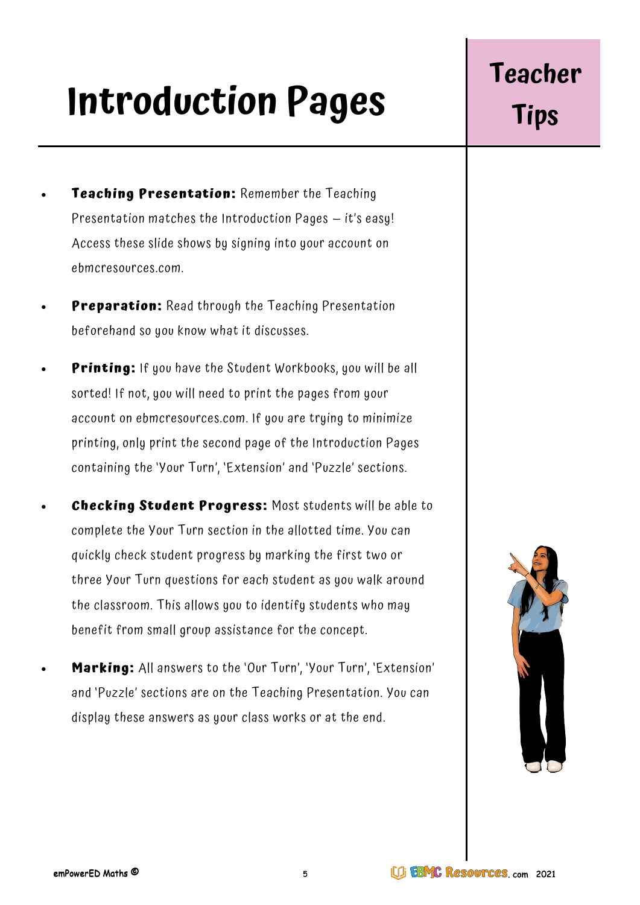# Introduction Pages

## Teacher Tips

- **Teaching Presentation:** Remember the Teaching Presentation matches the Introduction Pages – it's easy! Access these slide shows by signing into your account on ebmcresources.com.
- **Preparation:** Read through the Teaching Presentation beforehand so you know what it discusses.
- **Printing:** If you have the Student Workbooks, you will be all sorted! If not, you will need to print the pages from your account on ebmcresources.com. If you are trying to minimize printing, only print the second page of the Introduction Pages containing the 'Your Turn', 'Extension' and 'Puzzle' sections.
- **Checking Student Progress:** Most students will be able to complete the Your Turn section in the allotted time. You can quickly check student progress by marking the first two or three Your Turn questions for each student as you walk around the classroom. This allows you to identify students who may benefit from small group assistance for the concept.
- **Marking:** All answers to the 'Our Turn', 'Your Turn', 'Extension' and 'Puzzle' sections are on the Teaching Presentation. You can display these answers as your class works or at the end.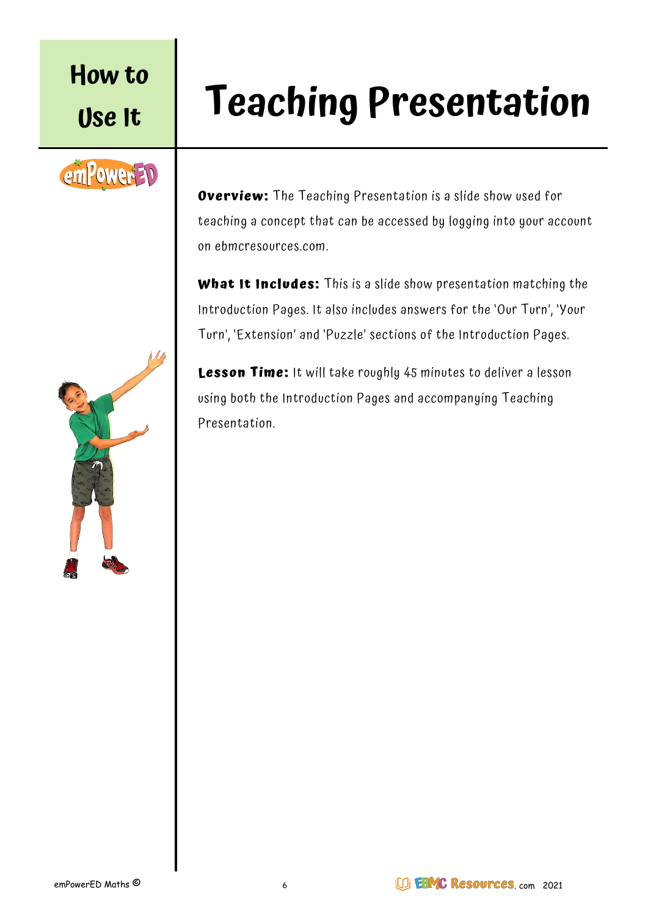How to Use It

# Teaching Presentation

**Overview:** The Teaching Presentation is a slide show used for teaching a concept that can be accessed by logging into your account on ebmcresources.com.

**What It Includes:** This is a slide show presentation matching the Introduction Pages. It also includes answers for the 'Our Turn', 'Your Turn', 'Extension' and 'Puzzle' sections of the Introduction Pages.

**Lesson Time:** It will take roughly 45 minutes to deliver a lesson using both the Introduction Pages and accompanying Teaching Presentation.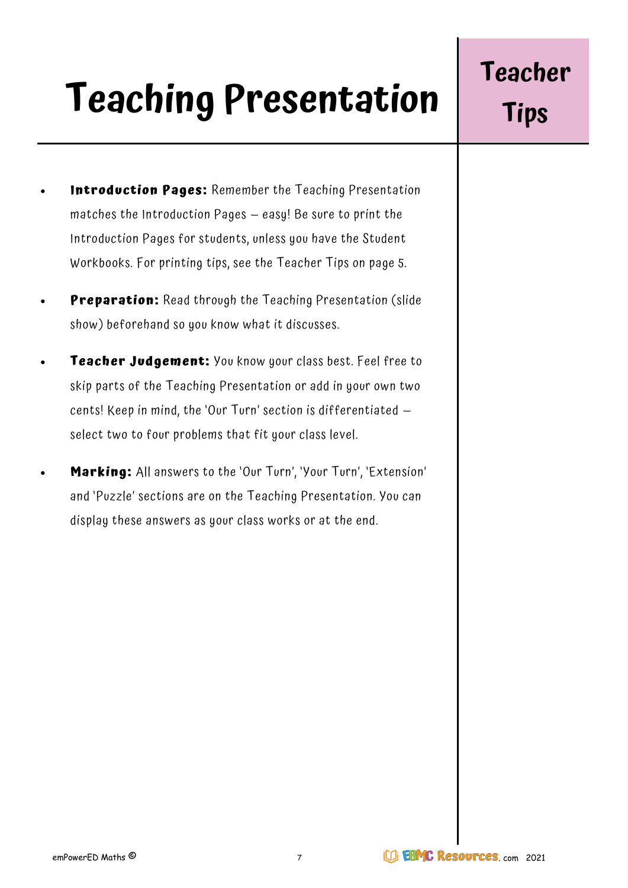# Teaching Presentation

## Teacher Tips

- **Introduction Pages:** Remember the Teaching Presentation matches the Introduction Pages – easy! Be sure to print the Introduction Pages for students, unless you have the Student Workbooks. For printing tips, see the Teacher Tips on page 5.
- **Preparation:** Read through the Teaching Presentation (slide show) beforehand so you know what it discusses.
- **Teacher Judgement:** You know your class best. Feel free to skip parts of the Teaching Presentation or add in your own two cents! Keep in mind, the 'Our Turn' section is differentiated – select two to four problems that fit your class level.
- **Marking:** All answers to the 'Our Turn', 'Your Turn', 'Extension' and 'Puzzle' sections are on the Teaching Presentation. You can display these answers as your class works or at the end.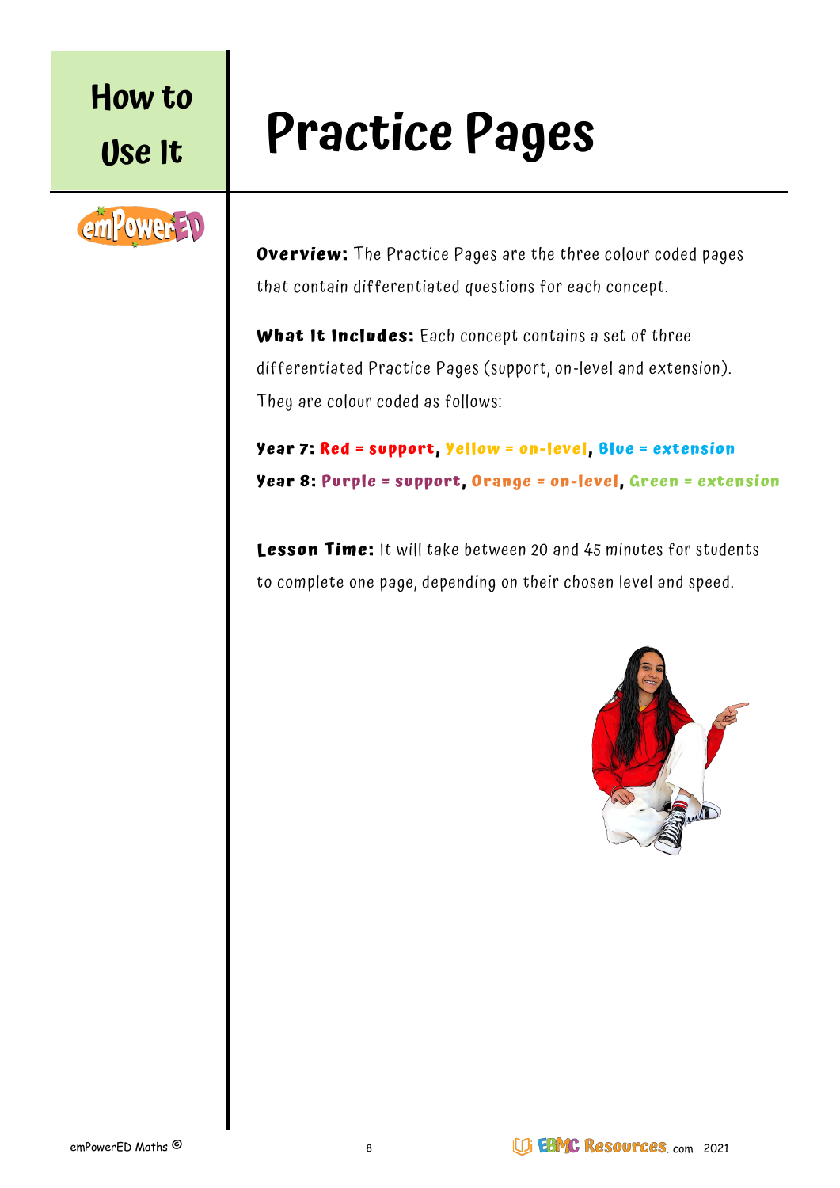## How to Use It

# Practice Pages

**Overview:** The Practice Pages are the three colour coded pages that contain differentiated questions for each concept.

**What It Includes:** Each concept contains a set of three differentiated Practice Pages (support, on-level and extension). They are colour coded as follows:

**Year 7: Red = support, Yellow = on-level, Blue = extension**

**Year 8: Purple = support, Orange = on-level, Green = extension**

**Lesson Time:** It will take between 20 and 45 minutes for students to complete one page, depending on their chosen level and speed.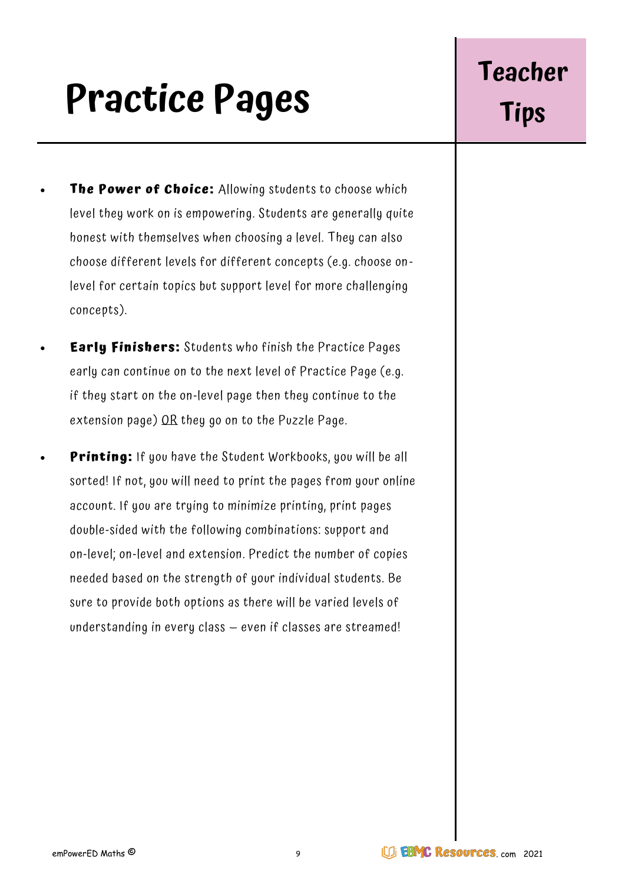# Practice Pages

## Teacher Tips

- **The Power of Choice:** Allowing students to choose which level they work on is empowering. Students are generally quite honest with themselves when choosing a level. They can also choose different levels for different concepts (e.g. choose on-level for certain topics but support level for more challenging concepts).
- **Early Finishers:** Students who finish the Practice Pages early can continue on to the next level of Practice Page (e.g. if they start on the on-level page then they continue to the extension page) OR they go on to the Puzzle Page.
- **Printing:** If you have the Student Workbooks, you will be all sorted! If not, you will need to print the pages from your online account. If you are trying to minimize printing, print pages double-sided with the following combinations: support and on-level; on-level and extension. Predict the number of copies needed based on the strength of your individual students. Be sure to provide both options as there will be varied levels of understanding in every class – even if classes are streamed!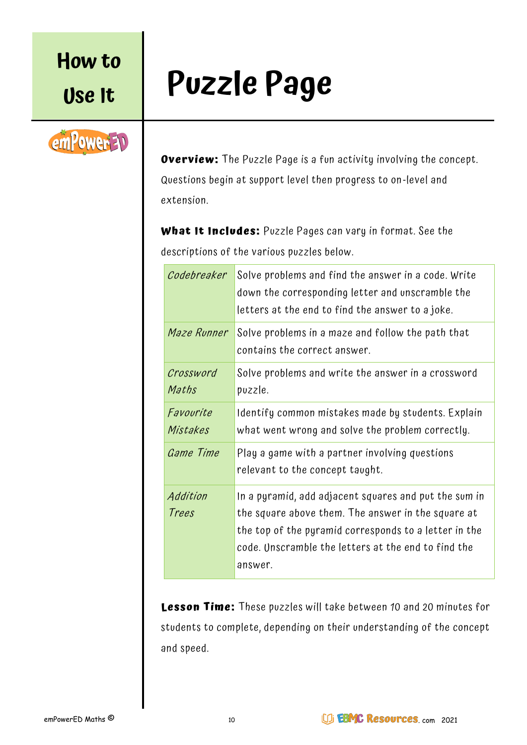## How to Use It

# Puzzle Page

**Overview:** The Puzzle Page is a fun activity involving the concept. Questions begin at support level then progress to on-level and extension.

**What It Includes:** Puzzle Pages can vary in format. See the descriptions of the various puzzles below.

| | |
|---|---|
| *Codebreaker* | Solve problems and find the answer in a code. Write down the corresponding letter and unscramble the letters at the end to find the answer to a joke. |
| *Maze Runner* | Solve problems in a maze and follow the path that contains the correct answer. |
| *Crossword Maths* | Solve problems and write the answer in a crossword puzzle. |
| *Favourite Mistakes* | Identify common mistakes made by students. Explain what went wrong and solve the problem correctly. |
| *Game Time* | Play a game with a partner involving questions relevant to the concept taught. |
| *Addition Trees* | In a pyramid, add adjacent squares and put the sum in the square above them. The answer in the square at the top of the pyramid corresponds to a letter in the code. Unscramble the letters at the end to find the answer. |

**Lesson Time:** These puzzles will take between 10 and 20 minutes for students to complete, depending on their understanding of the concept and speed.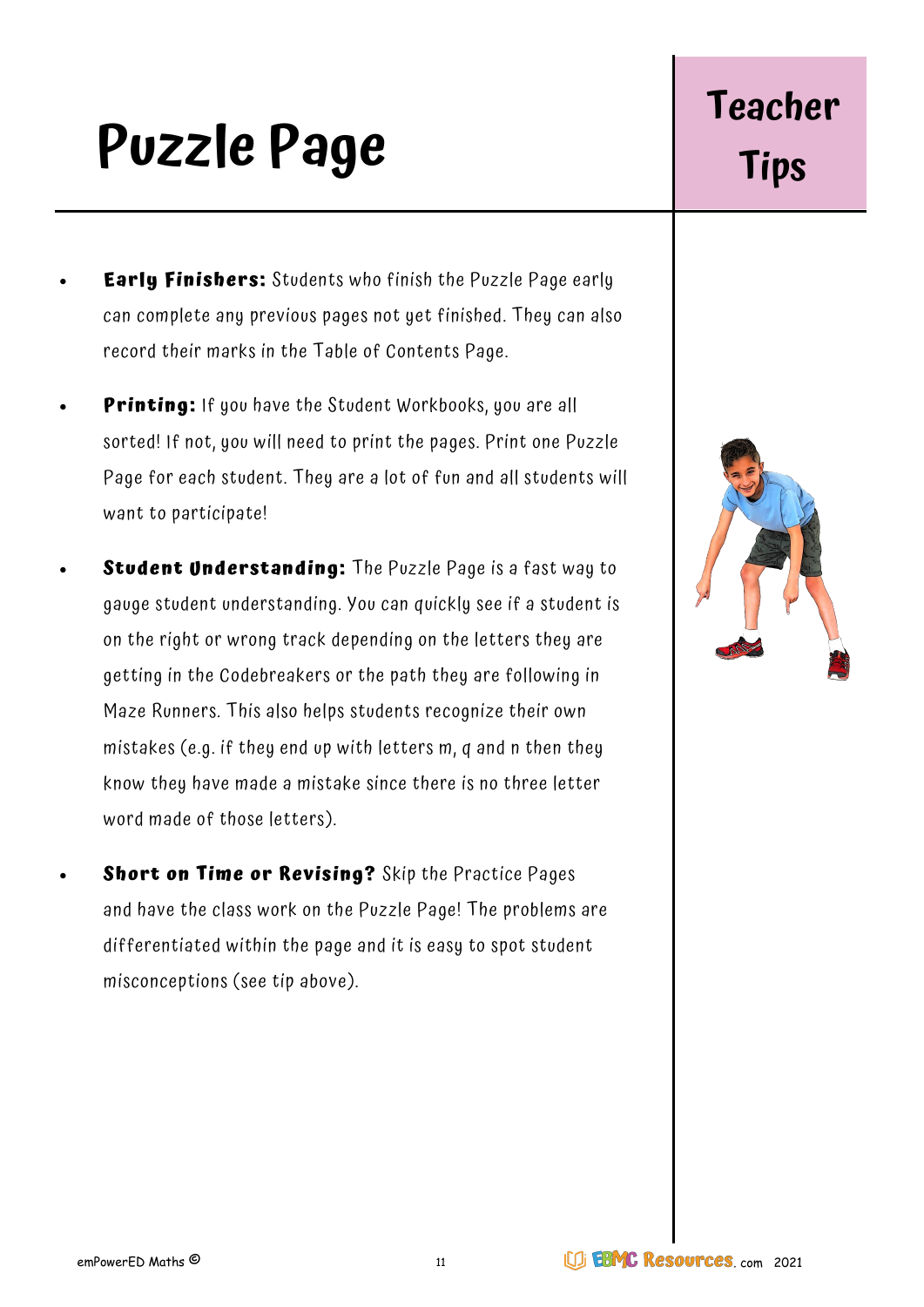# Puzzle Page

## Teacher Tips

- **Early Finishers:** Students who finish the Puzzle Page early can complete any previous pages not yet finished. They can also record their marks in the Table of Contents Page.
- **Printing:** If you have the Student Workbooks, you are all sorted! If not, you will need to print the pages. Print one Puzzle Page for each student. They are a lot of fun and all students will want to participate!
- **Student Understanding:** The Puzzle Page is a fast way to gauge student understanding. You can quickly see if a student is on the right or wrong track depending on the letters they are getting in the Codebreakers or the path they are following in Maze Runners. This also helps students recognize their own mistakes (e.g. if they end up with letters m, q and n then they know they have made a mistake since there is no three letter word made of those letters).
- **Short on Time or Revising?** Skip the Practice Pages and have the class work on the Puzzle Page! The problems are differentiated within the page and it is easy to spot student misconceptions (see tip above).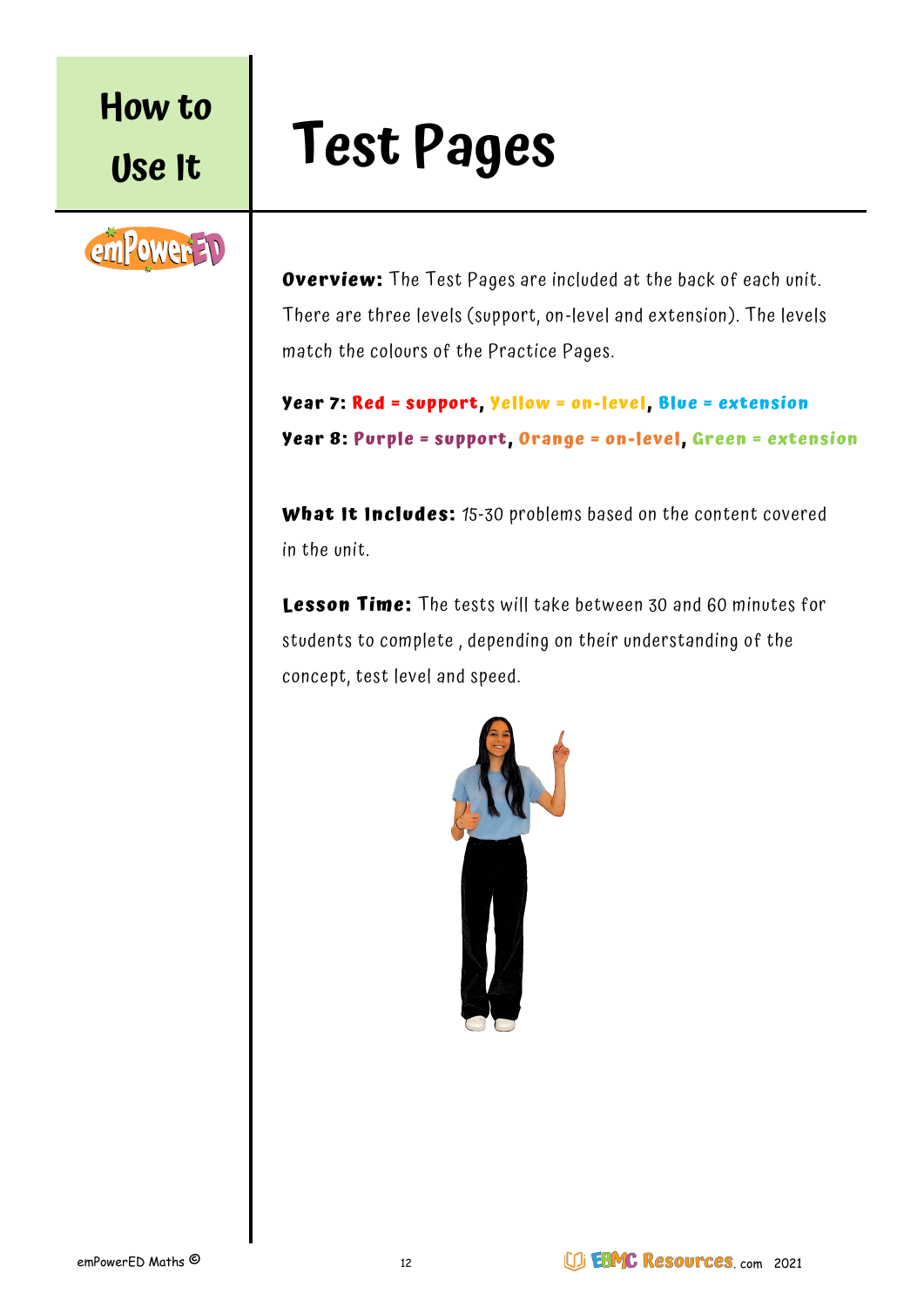How to Use It

# Test Pages

**Overview:** The Test Pages are included at the back of each unit. There are three levels (support, on-level and extension). The levels match the colours of the Practice Pages.

**Year 7: Red = support, Yellow = on-level, Blue = extension**

**Year 8: Purple = support, Orange = on-level, Green = extension**

**What It Includes:** 15-30 problems based on the content covered in the unit.

**Lesson Time:** The tests will take between 30 and 60 minutes for students to complete , depending on their understanding of the concept, test level and speed.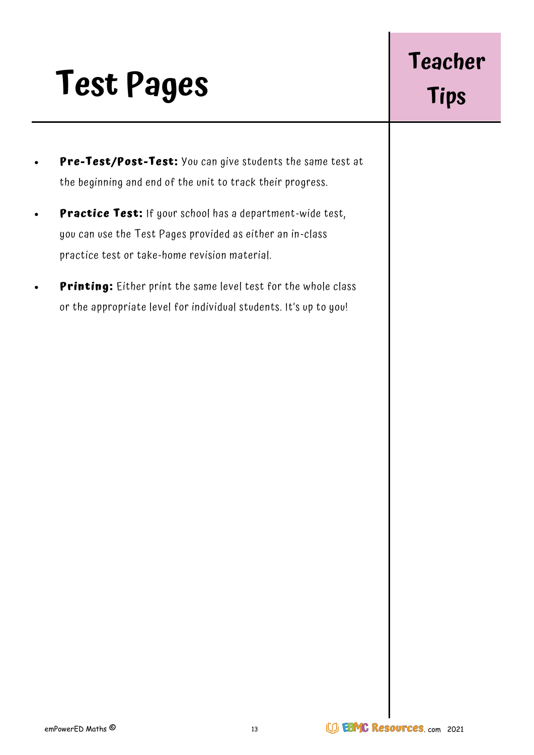# Test Pages

## Teacher Tips

- **Pre-Test/Post-Test:** You can give students the same test at the beginning and end of the unit to track their progress.
- **Practice Test:** If your school has a department-wide test, you can use the Test Pages provided as either an in-class practice test or take-home revision material.
- **Printing:** Either print the same level test for the whole class or the appropriate level for individual students. It's up to you!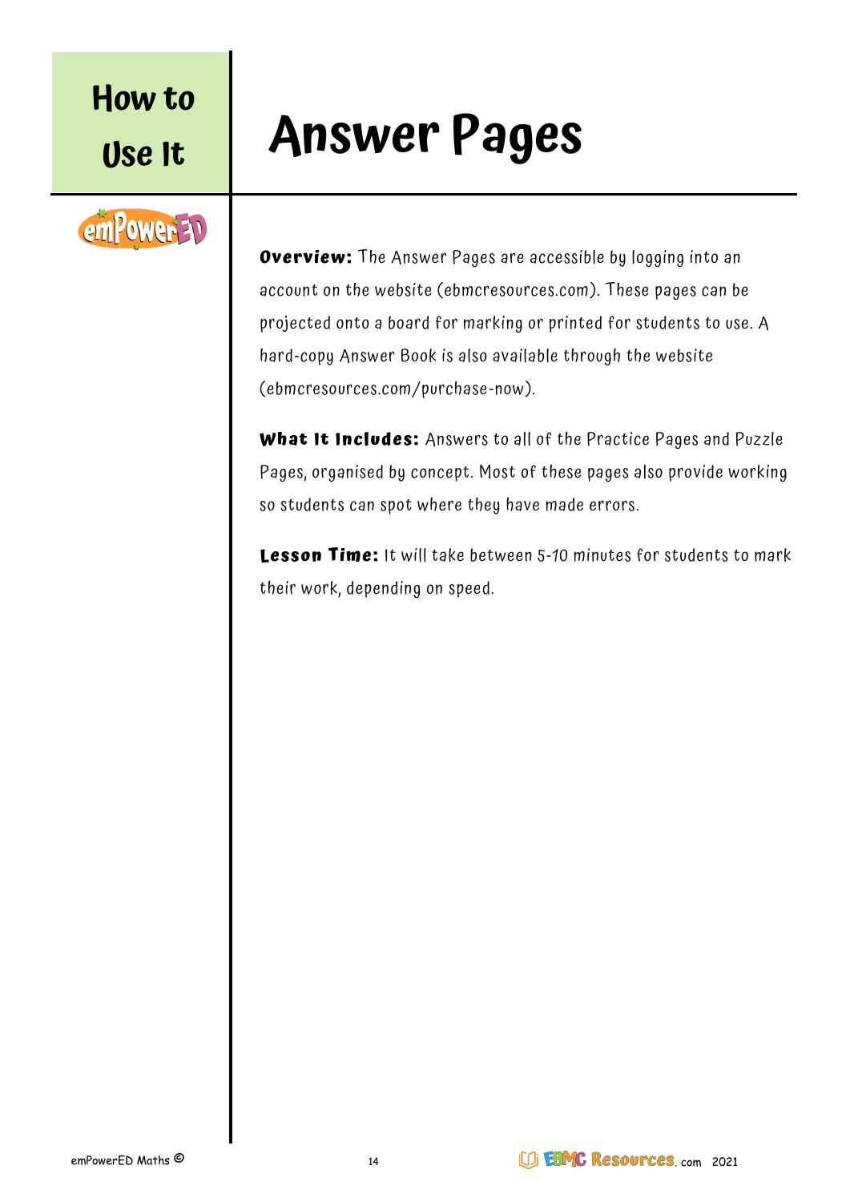How to Use It

# Answer Pages

**Overview:** The Answer Pages are accessible by logging into an account on the website (ebmcresources.com). These pages can be projected onto a board for marking or printed for students to use. A hard-copy Answer Book is also available through the website (ebmcresources.com/purchase-now).

**What It Includes:** Answers to all of the Practice Pages and Puzzle Pages, organised by concept. Most of these pages also provide working so students can spot where they have made errors.

**Lesson Time:** It will take between 5-10 minutes for students to mark their work, depending on speed.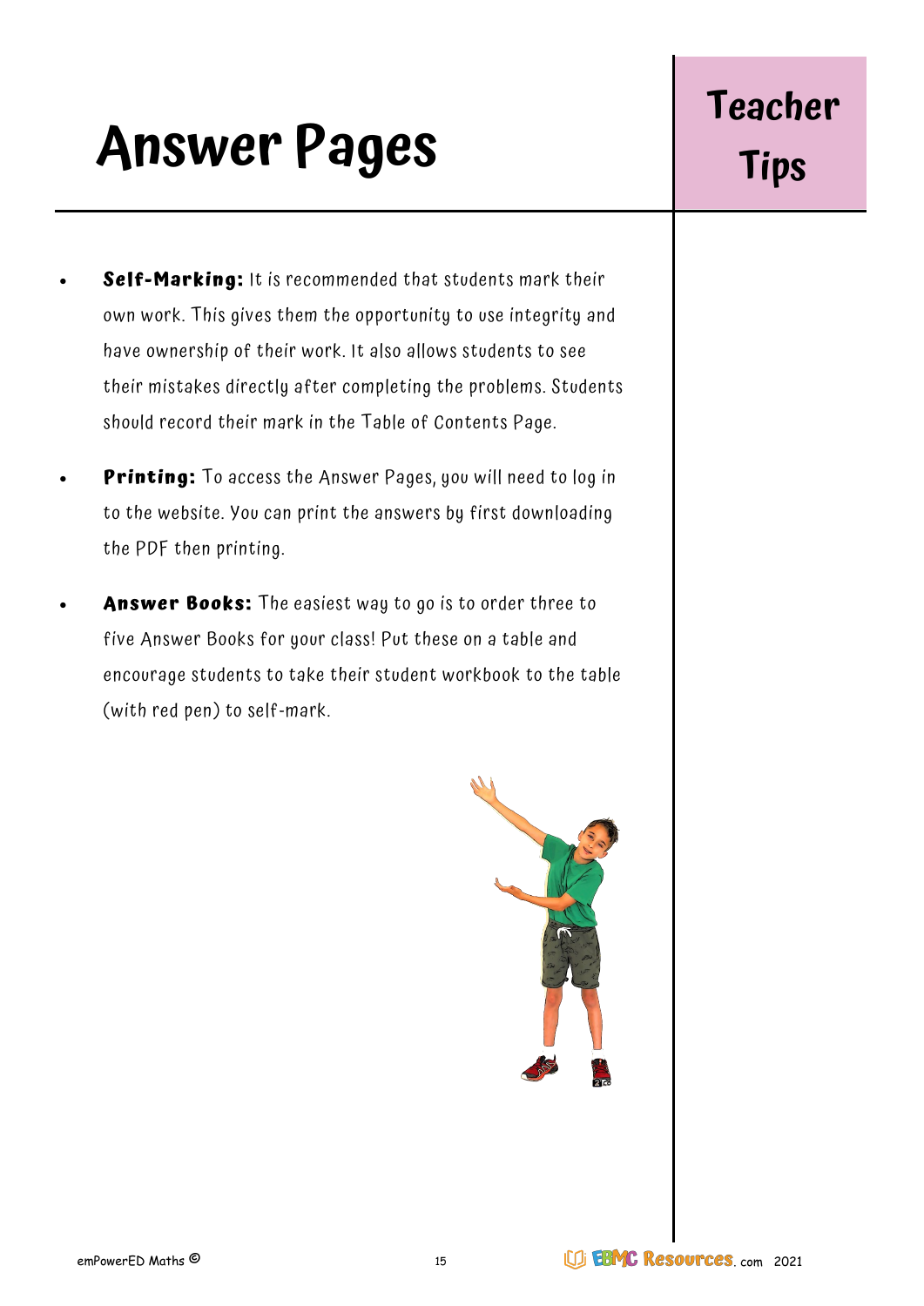# Answer Pages

## Teacher Tips

- **Self-Marking:** It is recommended that students mark their own work. This gives them the opportunity to use integrity and have ownership of their work. It also allows students to see their mistakes directly after completing the problems. Students should record their mark in the Table of Contents Page.
- **Printing:** To access the Answer Pages, you will need to log in to the website. You can print the answers by first downloading the PDF then printing.
- **Answer Books:** The easiest way to go is to order three to five Answer Books for your class! Put these on a table and encourage students to take their student workbook to the table (with red pen) to self-mark.